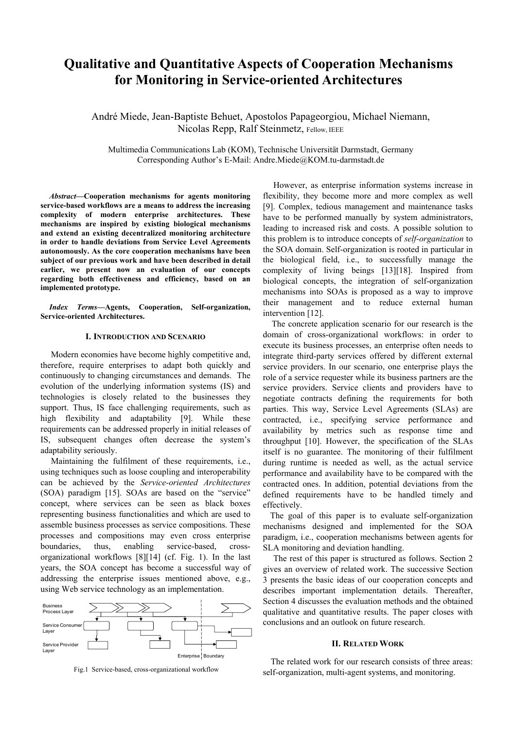# Qualitative and Quantitative Aspects of Cooperation Mechanisms for Monitoring in Service-oriented Architectures

André Miede, Jean-Baptiste Behuet, Apostolos Papageorgiou, Michael Niemann, Nicolas Repp, Ralf Steinmetz, Fellow, IEEE

Multimedia Communications Lab (KOM), Technische Universität Darmstadt, Germany
Corresponding Author's E-Mail: Andre.Miede@KOM.tu-darmstadt.de

***Abstract*—Cooperation mechanisms for agents monitoring service-based workflows are a means to address the increasing complexity of modern enterprise architectures. These mechanisms are inspired by existing biological mechanisms and extend an existing decentralized monitoring architecture in order to handle deviations from Service Level Agreements autonomously. As the core cooperation mechanisms have been subject of our previous work and have been described in detail earlier, we present now an evaluation of our concepts regarding both effectiveness and efficiency, based on an implemented prototype.**

***Index Terms*—Agents, Cooperation, Self-organization, Service-oriented Architectures.**

## I. Introduction and Scenario

Modern economies have become highly competitive and, therefore, require enterprises to adapt both quickly and continuously to changing circumstances and demands. The evolution of the underlying information systems (IS) and technologies is closely related to the businesses they support. Thus, IS face challenging requirements, such as high flexibility and adaptability [9]. While these requirements can be addressed properly in initial releases of IS, subsequent changes often decrease the system's adaptability seriously.

Maintaining the fulfilment of these requirements, i.e., using techniques such as loose coupling and interoperability can be achieved by the *Service-oriented Architectures* (SOA) paradigm [15]. SOAs are based on the "service" concept, where services can be seen as black boxes representing business functionalities and which are used to assemble business processes as service compositions. These processes and compositions may even cross enterprise boundaries, thus, enabling service-based, cross-organizational workflows [8][14] (cf. Fig. 1). In the last years, the SOA concept has become a successful way of addressing the enterprise issues mentioned above, e.g., using Web service technology as an implementation.

Business Process Layer
Service Consumer Layer
Service Provider Layer
Enterprise Boundary

Fig.1 Service-based, cross-organizational workflow

However, as enterprise information systems increase in flexibility, they become more and more complex as well [9]. Complex, tedious management and maintenance tasks have to be performed manually by system administrators, leading to increased risk and costs. A possible solution to this problem is to introduce concepts of *self-organization* to the SOA domain. Self-organization is rooted in particular in the biological field, i.e., to successfully manage the complexity of living beings [13][18]. Inspired from biological concepts, the integration of self-organization mechanisms into SOAs is proposed as a way to improve their management and to reduce external human intervention [12].

The concrete application scenario for our research is the domain of cross-organizational workflows: in order to execute its business processes, an enterprise often needs to integrate third-party services offered by different external service providers. In our scenario, one enterprise plays the role of a service requester while its business partners are the service providers. Service clients and providers have to negotiate contracts defining the requirements for both parties. This way, Service Level Agreements (SLAs) are contracted, i.e., specifying service performance and availability by metrics such as response time and throughput [10]. However, the specification of the SLAs itself is no guarantee. The monitoring of their fulfilment during runtime is needed as well, as the actual service performance and availability have to be compared with the contracted ones. In addition, potential deviations from the defined requirements have to be handled timely and effectively.

The goal of this paper is to evaluate self-organization mechanisms designed and implemented for the SOA paradigm, i.e., cooperation mechanisms between agents for SLA monitoring and deviation handling.

The rest of this paper is structured as follows. Section 2 gives an overview of related work. The successive Section 3 presents the basic ideas of our cooperation concepts and describes important implementation details. Thereafter, Section 4 discusses the evaluation methods and the obtained qualitative and quantitative results. The paper closes with conclusions and an outlook on future research.

## II. Related Work

The related work for our research consists of three areas: self-organization, multi-agent systems, and monitoring.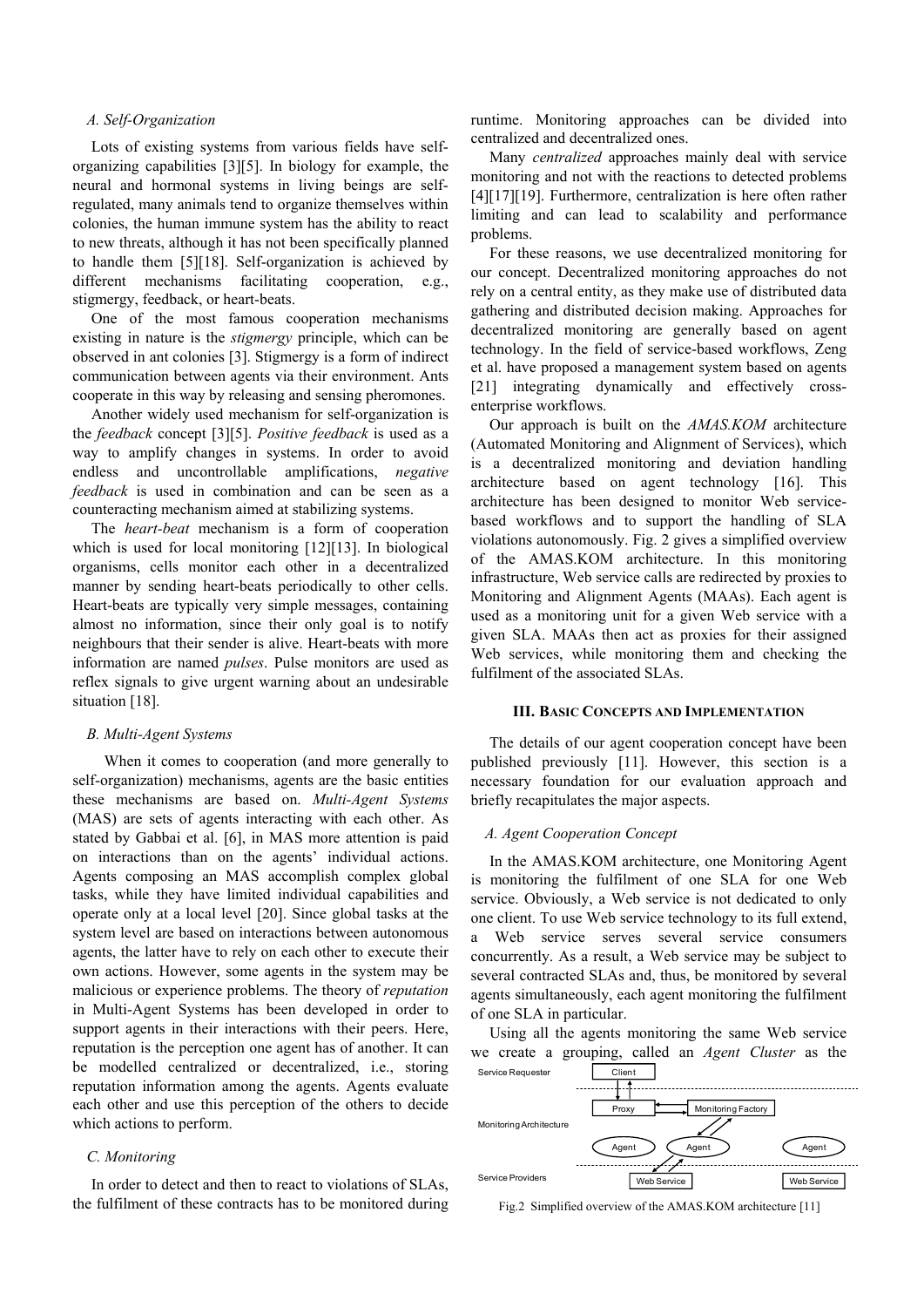### A. Self-Organization

Lots of existing systems from various fields have self-organizing capabilities [3][5]. In biology for example, the neural and hormonal systems in living beings are self-regulated, many animals tend to organize themselves within colonies, the human immune system has the ability to react to new threats, although it has not been specifically planned to handle them [5][18]. Self-organization is achieved by different mechanisms facilitating cooperation, e.g., stigmergy, feedback, or heart-beats.

One of the most famous cooperation mechanisms existing in nature is the *stigmergy* principle, which can be observed in ant colonies [3]. Stigmergy is a form of indirect communication between agents via their environment. Ants cooperate in this way by releasing and sensing pheromones.

Another widely used mechanism for self-organization is the *feedback* concept [3][5]. *Positive feedback* is used as a way to amplify changes in systems. In order to avoid endless and uncontrollable amplifications, *negative feedback* is used in combination and can be seen as a counteracting mechanism aimed at stabilizing systems.

The *heart-beat* mechanism is a form of cooperation which is used for local monitoring [12][13]. In biological organisms, cells monitor each other in a decentralized manner by sending heart-beats periodically to other cells. Heart-beats are typically very simple messages, containing almost no information, since their only goal is to notify neighbours that their sender is alive. Heart-beats with more information are named *pulses*. Pulse monitors are used as reflex signals to give urgent warning about an undesirable situation [18].

### B. Multi-Agent Systems

When it comes to cooperation (and more generally to self-organization) mechanisms, agents are the basic entities these mechanisms are based on. *Multi-Agent Systems* (MAS) are sets of agents interacting with each other. As stated by Gabbai et al. [6], in MAS more attention is paid on interactions than on the agents' individual actions. Agents composing an MAS accomplish complex global tasks, while they have limited individual capabilities and operate only at a local level [20]. Since global tasks at the system level are based on interactions between autonomous agents, the latter have to rely on each other to execute their own actions. However, some agents in the system may be malicious or experience problems. The theory of *reputation* in Multi-Agent Systems has been developed in order to support agents in their interactions with their peers. Here, reputation is the perception one agent has of another. It can be modelled centralized or decentralized, i.e., storing reputation information among the agents. Agents evaluate each other and use this perception of the others to decide which actions to perform.

### C. Monitoring

In order to detect and then to react to violations of SLAs, the fulfilment of these contracts has to be monitored during runtime. Monitoring approaches can be divided into centralized and decentralized ones.

Many *centralized* approaches mainly deal with service monitoring and not with the reactions to detected problems [4][17][19]. Furthermore, centralization is here often rather limiting and can lead to scalability and performance problems.

For these reasons, we use decentralized monitoring for our concept. Decentralized monitoring approaches do not rely on a central entity, as they make use of distributed data gathering and distributed decision making. Approaches for decentralized monitoring are generally based on agent technology. In the field of service-based workflows, Zeng et al. have proposed a management system based on agents [21] integrating dynamically and effectively cross-enterprise workflows.

Our approach is built on the *AMAS.KOM* architecture (Automated Monitoring and Alignment of Services), which is a decentralized monitoring and deviation handling architecture based on agent technology [16]. This architecture has been designed to monitor Web service-based workflows and to support the handling of SLA violations autonomously. Fig. 2 gives a simplified overview of the AMAS.KOM architecture. In this monitoring infrastructure, Web service calls are redirected by proxies to Monitoring and Alignment Agents (MAAs). Each agent is used as a monitoring unit for a given Web service with a given SLA. MAAs then act as proxies for their assigned Web services, while monitoring them and checking the fulfilment of the associated SLAs.

## III. Basic Concepts and Implementation

The details of our agent cooperation concept have been published previously [11]. However, this section is a necessary foundation for our evaluation approach and briefly recapitulates the major aspects.

### A. Agent Cooperation Concept

In the AMAS.KOM architecture, one Monitoring Agent is monitoring the fulfilment of one SLA for one Web service. Obviously, a Web service is not dedicated to only one client. To use Web service technology to its full extend, a Web service serves several service consumers concurrently. As a result, a Web service may be subject to several contracted SLAs and, thus, be monitored by several agents simultaneously, each agent monitoring the fulfilment of one SLA in particular.

Using all the agents monitoring the same Web service we create a grouping, called an *Agent Cluster* as the

Fig.2 Simplified overview of the AMAS.KOM architecture [11]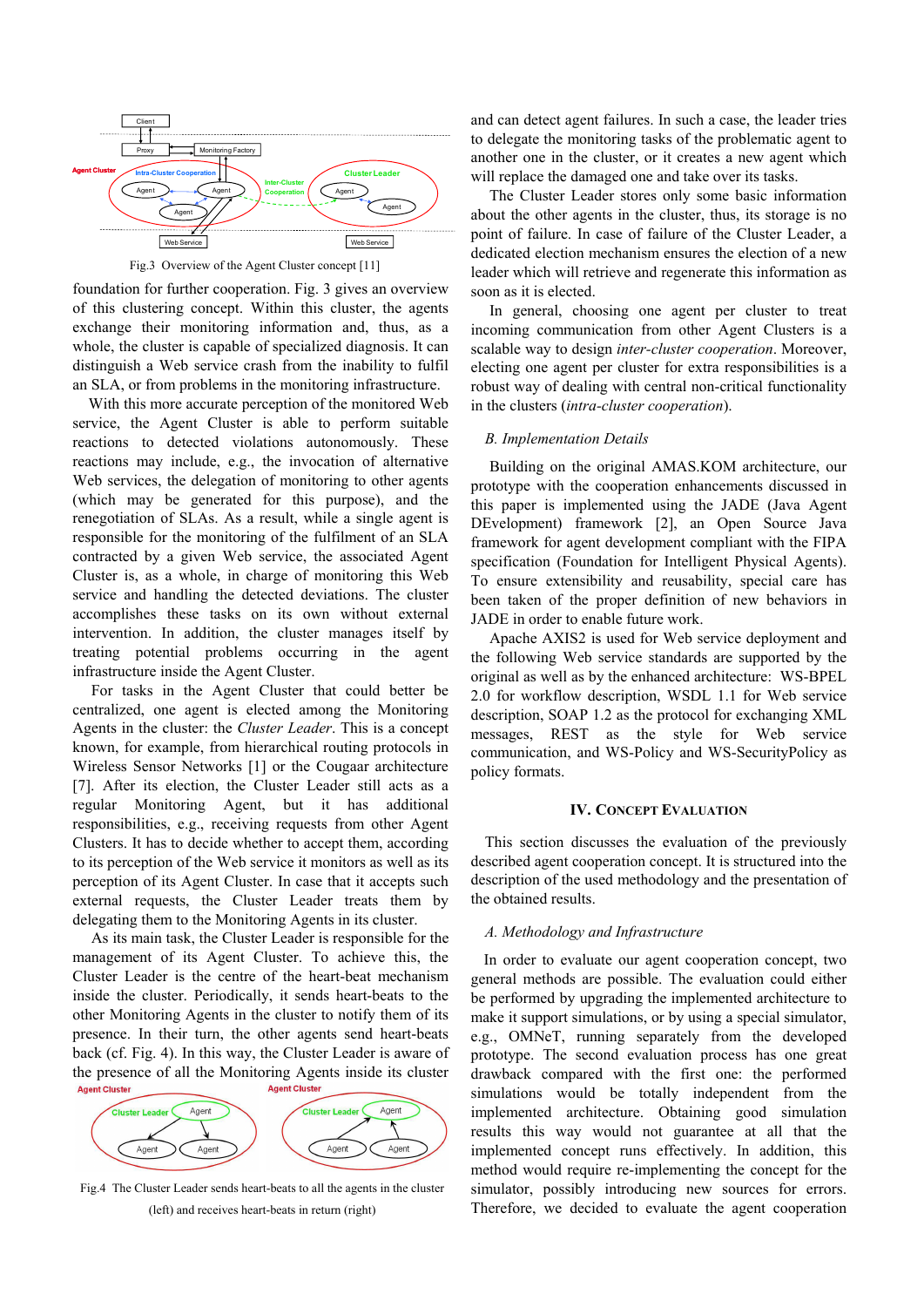Client

Proxy

Monitoring Factory

Agent Cluster

Intra-Cluster Cooperation

Agent

Agent

Agent

Inter-Cluster Cooperation

Cluster Leader

Agent

Agent

Web Service

Web Service

Fig.3 Overview of the Agent Cluster concept [11]

foundation for further cooperation. Fig. 3 gives an overview of this clustering concept. Within this cluster, the agents exchange their monitoring information and, thus, as a whole, the cluster is capable of specialized diagnosis. It can distinguish a Web service crash from the inability to fulfil an SLA, or from problems in the monitoring infrastructure.

With this more accurate perception of the monitored Web service, the Agent Cluster is able to perform suitable reactions to detected violations autonomously. These reactions may include, e.g., the invocation of alternative Web services, the delegation of monitoring to other agents (which may be generated for this purpose), and the renegotiation of SLAs. As a result, while a single agent is responsible for the monitoring of the fulfilment of an SLA contracted by a given Web service, the associated Agent Cluster is, as a whole, in charge of monitoring this Web service and handling the detected deviations. The cluster accomplishes these tasks on its own without external intervention. In addition, the cluster manages itself by treating potential problems occurring in the agent infrastructure inside the Agent Cluster.

For tasks in the Agent Cluster that could better be centralized, one agent is elected among the Monitoring Agents in the cluster: the *Cluster Leader*. This is a concept known, for example, from hierarchical routing protocols in Wireless Sensor Networks [1] or the Cougaar architecture [7]. After its election, the Cluster Leader still acts as a regular Monitoring Agent, but it has additional responsibilities, e.g., receiving requests from other Agent Clusters. It has to decide whether to accept them, according to its perception of the Web service it monitors as well as its perception of its Agent Cluster. In case that it accepts such external requests, the Cluster Leader treats them by delegating them to the Monitoring Agents in its cluster.

As its main task, the Cluster Leader is responsible for the management of its Agent Cluster. To achieve this, the Cluster Leader is the centre of the heart-beat mechanism inside the cluster. Periodically, it sends heart-beats to the other Monitoring Agents in the cluster to notify them of its presence. In their turn, the other agents send heart-beats back (cf. Fig. 4). In this way, the Cluster Leader is aware of the presence of all the Monitoring Agents inside its cluster

Agent Cluster

Cluster Leader

Agent

Agent

Agent

Agent Cluster

Cluster Leader

Agent

Agent

Agent

Fig.4 The Cluster Leader sends heart-beats to all the agents in the cluster (left) and receives heart-beats in return (right)

and can detect agent failures. In such a case, the leader tries to delegate the monitoring tasks of the problematic agent to another one in the cluster, or it creates a new agent which will retrieve the damaged one and take over its tasks.

The Cluster Leader stores only some basic information about the other agents in the cluster, thus, its storage is no point of failure. In case of failure of the Cluster Leader, a dedicated election mechanism ensures the election of a new leader which will retrieve and regenerate this information as soon as it is elected.

In general, choosing one agent per cluster to treat incoming communication from other Agent Clusters is a scalable way to design *inter-cluster cooperation*. Moreover, electing one agent per cluster for extra responsibilities is a robust way of dealing with central non-critical functionality in the clusters (*intra-cluster cooperation*).

### *B. Implementation Details*

Building on the original AMAS.KOM architecture, our prototype with the cooperation enhancements discussed in this paper is implemented using the JADE (Java Agent DEvelopment) framework [2], an Open Source Java framework for agent development compliant with the FIPA specification (Foundation for Intelligent Physical Agents). To ensure extensibility and reusability, special care has been taken of the proper definition of new behaviors in JADE in order to enable future work.

Apache AXIS2 is used for Web service deployment and the following Web service standards are supported by the original as well as by the enhanced architecture: WS-BPEL 2.0 for workflow description, WSDL 1.1 for Web service description, SOAP 1.2 as the protocol for exchanging XML messages, REST as the style for Web service communication, and WS-Policy and WS-SecurityPolicy as policy formats.

## IV. Concept Evaluation

This section discusses the evaluation of the previously described agent cooperation concept. It is structured into the description of the used methodology and the presentation of the obtained results.

### *A. Methodology and Infrastructure*

In order to evaluate our agent cooperation concept, two general methods are possible. The evaluation could either be performed by upgrading the implemented architecture to make it support simulations, or by using a special simulator, e.g., OMNeT, running separately from the developed prototype. The second evaluation process has one great drawback compared with the first one: the performed simulations would be totally independent from the implemented architecture. Obtaining good simulation results this way would not guarantee at all that the implemented concept runs effectively. In addition, this method would require re-implementing the concept for the simulator, possibly introducing new sources for errors. Therefore, we decided to evaluate the agent cooperation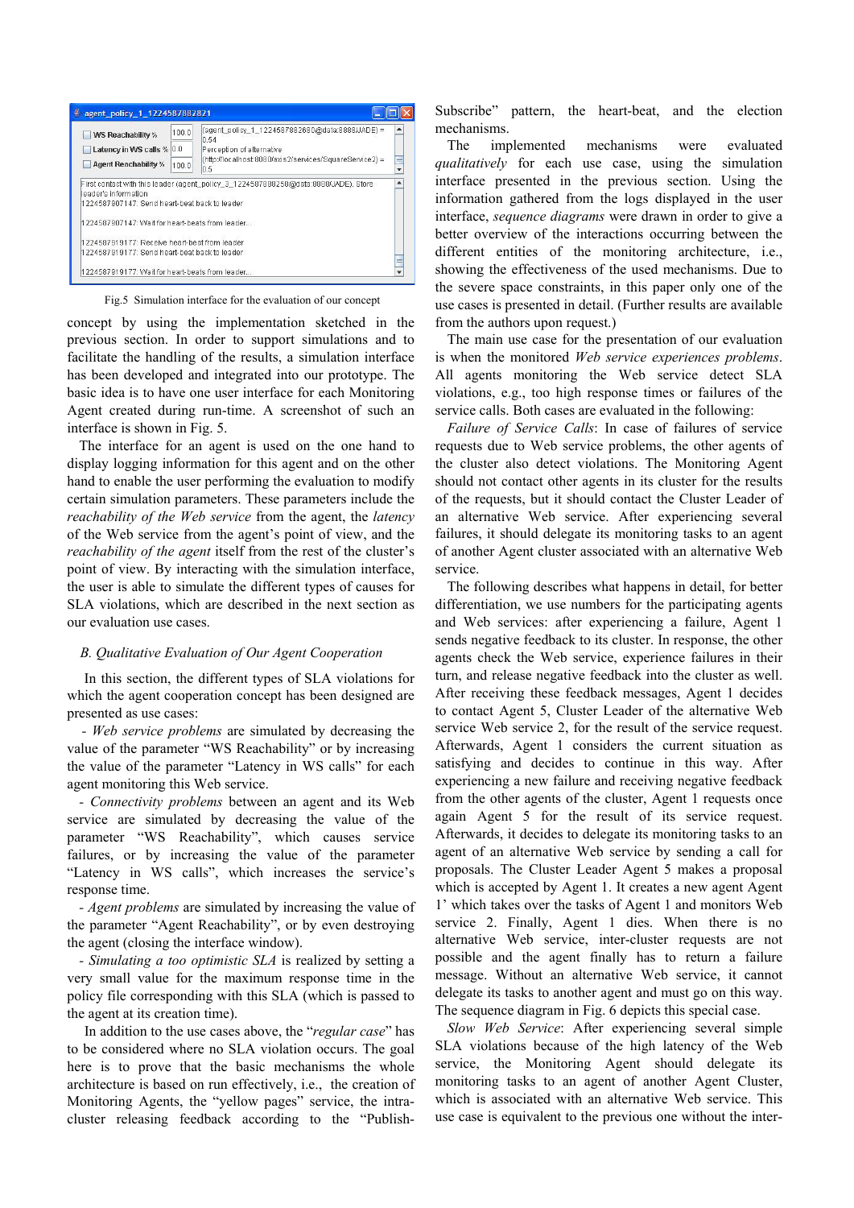Fig.5 Simulation interface for the evaluation of our concept

concept by using the implementation sketched in the previous section. In order to support simulations and to facilitate the handling of the results, a simulation interface has been developed and integrated into our prototype. The basic idea is to have one user interface for each Monitoring Agent created during run-time. A screenshot of such an interface is shown in Fig. 5.

The interface for an agent is used on the one hand to display logging information for this agent and on the other hand to enable the user performing the evaluation to modify certain simulation parameters. These parameters include the *reachability of the Web service* from the agent, the *latency* of the Web service from the agent's point of view, and the *reachability of the agent* itself from the rest of the cluster's point of view. By interacting with the simulation interface, the user is able to simulate the different types of causes for SLA violations, which are described in the next section as our evaluation use cases.

### B. Qualitative Evaluation of Our Agent Cooperation

In this section, the different types of SLA violations for which the agent cooperation concept has been designed are presented as use cases:

- *Web service problems* are simulated by decreasing the value of the parameter "WS Reachability" or by increasing the value of the parameter "Latency in WS calls" for each agent monitoring this Web service.
- *Connectivity problems* between an agent and its Web service are simulated by decreasing the value of the parameter "WS Reachability", which causes service failures, or by increasing the value of the parameter "Latency in WS calls", which increases the service's response time.
- *Agent problems* are simulated by increasing the value of the parameter "Agent Reachability", or by even destroying the agent (closing the interface window).
- *Simulating a too optimistic SLA* is realized by setting a very small value for the maximum response time in the policy file corresponding with this SLA (which is passed to the agent at its creation time).

In addition to the use cases above, the "*regular case*" has to be considered where no SLA violation occurs. The goal here is to prove that the basic mechanisms the whole architecture is based on run effectively, i.e., the creation of Monitoring Agents, the "yellow pages" service, the intra-cluster releasing feedback according to the "Publish-Subscribe" pattern, the heart-beat, and the election mechanisms.

The implemented mechanisms were evaluated *qualitatively* for each use case, using the simulation interface presented in the previous section. Using the information gathered from the logs displayed in the user interface, *sequence diagrams* were drawn in order to give a better overview of the interactions occurring between the different entities of the monitoring architecture, i.e., showing the effectiveness of the used mechanisms. Due to the severe space constraints, in this paper only one of the use cases is presented in detail. (Further results are available from the authors upon request.)

The main use case for the presentation of our evaluation is when the monitored *Web service experiences problems*. All agents monitoring the Web service detect SLA violations, e.g., too high response times or failures of the service calls. Both cases are evaluated in the following:

*Failure of Service Calls*: In case of failures of service requests due to Web service problems, the other agents of the cluster also detect violations. The Monitoring Agent should not contact other agents in its cluster for the results of the requests, but it should contact the Cluster Leader of an alternative Web service. After experiencing several failures, it should delegate its monitoring tasks to an agent of another Agent cluster associated with an alternative Web service.

The following describes what happens in detail, for better differentiation, we use numbers for the participating agents and Web services: after experiencing a failure, Agent 1 sends negative feedback to its cluster. In response, the other agents check the Web service, experience failures in their turn, and release negative feedback into the cluster as well. After receiving these feedback messages, Agent 1 decides to contact Agent 5, Cluster Leader of the alternative Web service Web service 2, for the result of the service request. Afterwards, Agent 1 considers the current situation as satisfying and decides to continue in this way. After experiencing a new failure and receiving negative feedback from the other agents of the cluster, Agent 1 requests once again Agent 5 for the result of its service request. Afterwards, it decides to delegate its monitoring tasks to an agent of an alternative Web service by sending a call for proposals. The Cluster Leader Agent 5 makes a proposal which is accepted by Agent 1. It creates a new agent Agent 1' which takes over the tasks of Agent 1 and monitors Web service 2. Finally, Agent 1 dies. When there is no alternative Web service, inter-cluster requests are not possible and the agent finally has to return a failure message. Without an alternative Web service, it cannot delegate its tasks to another agent and must go on this way. The sequence diagram in Fig. 6 depicts this special case.

*Slow Web Service*: After experiencing several simple SLA violations because of the high latency of the Web service, the Monitoring Agent should delegate its monitoring tasks to an agent of another Agent Cluster, which is associated with an alternative Web service. This use case is equivalent to the previous one without the inter-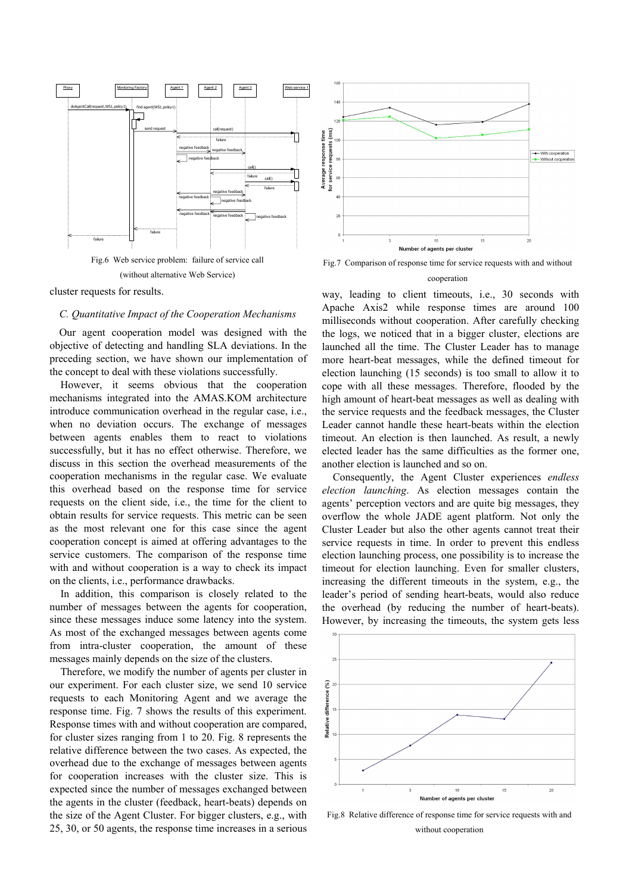Fig.6 Web service problem: failure of service call (without alternative Web Service)

Fig.7 Comparison of response time for service requests with and without cooperation

cluster requests for results.

### C. Quantitative Impact of the Cooperation Mechanisms

Our agent cooperation model was designed with the objective of detecting and handling SLA deviations. In the preceding section, we have shown our implementation of the concept to deal with these violations successfully.

However, it seems obvious that the cooperation mechanisms integrated into the AMAS.KOM architecture introduce communication overhead in the regular case, i.e., when no deviation occurs. The exchange of messages between agents enables them to react to violations successfully, but it has no effect otherwise. Therefore, we discuss in this section the overhead measurements of the cooperation mechanisms in the regular case. We evaluate this overhead based on the response time for service requests on the client side, i.e., the time for the client to obtain results for service requests. This metric can be seen as the most relevant one for this case since the agent cooperation concept is aimed at offering advantages to the service customers. The comparison of the response time with and without cooperation is a way to check its impact on the clients, i.e., performance drawbacks.

In addition, this comparison is closely related to the number of messages between the agents for cooperation, since these messages induce some latency into the system. As most of the exchanged messages between agents come from intra-cluster cooperation, the amount of these messages mainly depends on the size of the clusters.

Therefore, we modify the number of agents per cluster in our experiment. For each cluster size, we send 10 service requests to each Monitoring Agent and we average the response time. Fig. 7 shows the results of this experiment. Response times with and without cooperation are compared, for cluster sizes ranging from 1 to 20. Fig. 8 represents the relative difference between the two cases. As expected, the overhead due to the exchange of messages between agents for cooperation increases with the cluster size. This is expected since the number of messages exchanged between the agents in the cluster (feedback, heart-beats) depends on the size of the Agent Cluster. For bigger clusters, e.g., with 25, 30, or 50 agents, the response time increases in a serious way, leading to client timeouts, i.e., 30 seconds with Apache Axis2 while response times are around 100 milliseconds without cooperation. After carefully checking the logs, we noticed that in a bigger cluster, elections are launched all the time. The Cluster Leader has to manage more heart-beat messages, while the defined timeout for election launching (15 seconds) is too small to allow it to cope with all these messages. Therefore, flooded by the high amount of heart-beat messages as well as dealing with the service requests and the feedback messages, the Cluster Leader cannot handle these heart-beats within the election timeout. An election is then launched. As result, a newly elected leader has the same difficulties as the former one, another election is launched and so on.

Consequently, the Agent Cluster experiences *endless election launching*. As election messages contain the agents' perception vectors and are quite big messages, they overflow the whole JADE agent platform. Not only the Cluster Leader but also the other agents cannot treat their service requests in time. In order to prevent this endless election launching process, one possibility is to increase the timeout for election launching. Even for smaller clusters, increasing the different timeouts in the system, e.g., the leader's period of sending heart-beats, would also reduce the overhead (by reducing the number of heart-beats). However, by increasing the timeouts, the system gets less

Fig.8 Relative difference of response time for service requests with and without cooperation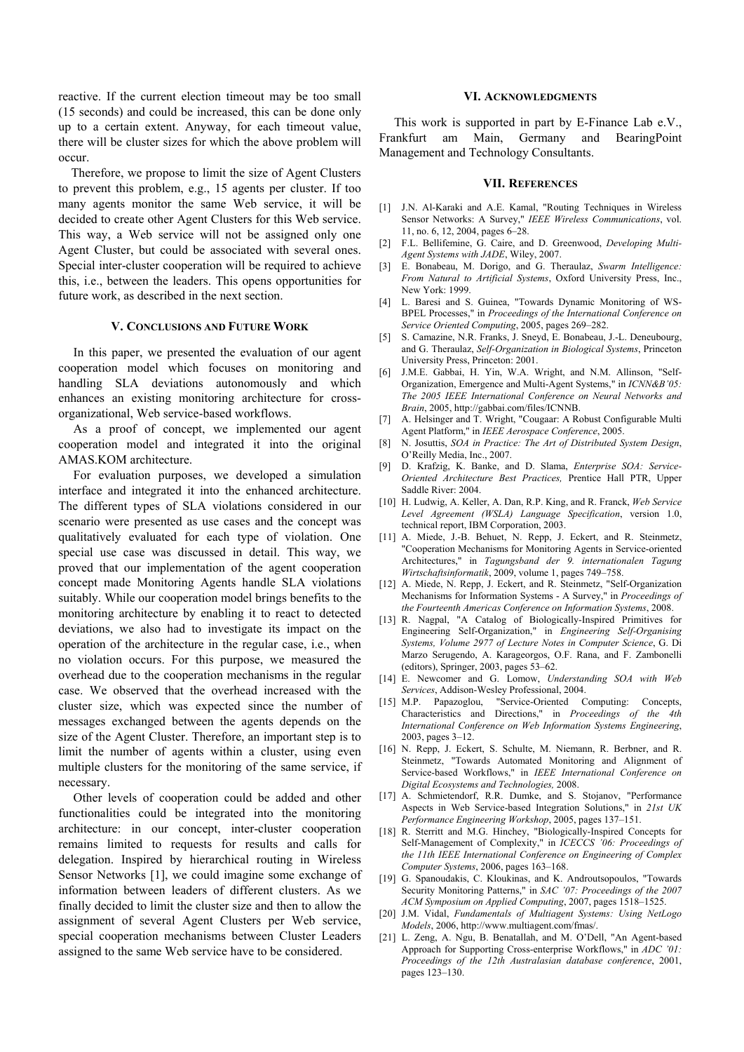reactive. If the current election timeout may be too small (15 seconds) and could be increased, this can be done only up to a certain extent. Anyway, for each timeout value, there will be cluster sizes for which the above problem will occur.

Therefore, we propose to limit the size of Agent Clusters to prevent this problem, e.g., 15 agents per cluster. If too many agents monitor the same Web service, it will be decided to create other Agent Clusters for this Web service. This way, a Web service will not be assigned only one Agent Cluster, but could be associated with several ones. Special inter-cluster cooperation will be required to achieve this, i.e., between the leaders. This opens opportunities for future work, as described in the next section.

## V. Conclusions and Future Work

In this paper, we presented the evaluation of our agent cooperation model which focuses on monitoring and handling SLA deviations autonomously and which enhances an existing monitoring architecture for cross-organizational, Web service-based workflows.

As a proof of concept, we implemented our agent cooperation model and integrated it into the original AMAS.KOM architecture.

For evaluation purposes, we developed a simulation interface and integrated it into the enhanced architecture. The different types of SLA violations considered in our scenario were presented as use cases and the concept was qualitatively evaluated for each type of violation. One special use case was discussed in detail. This way, we proved that our implementation of the agent cooperation concept made Monitoring Agents handle SLA violations suitably. While our cooperation model brings benefits to the monitoring architecture by enabling it to react to detected deviations, we also had to investigate its impact on the operation of the architecture in the regular case, i.e., when no violation occurs. For this purpose, we measured the overhead due to the cooperation mechanisms in the regular case. We observed that the overhead increased with the cluster size, which was expected since the number of messages exchanged between the agents depends on the size of the Agent Cluster. Therefore, an important step is to limit the number of agents within a cluster, using even multiple clusters for the monitoring of the same service, if necessary.

Other levels of cooperation could be added and other functionalities could be integrated into the monitoring architecture: in our concept, inter-cluster cooperation remains limited to requests for results and calls for delegation. Inspired by hierarchical routing in Wireless Sensor Networks [1], we could imagine some exchange of information between leaders of different clusters. As we finally decided to limit the cluster size and then to allow the assignment of several Agent Clusters per Web service, special cooperation mechanisms between Cluster Leaders assigned to the same Web service have to be considered.

## VI. Acknowledgments

This work is supported in part by E-Finance Lab e.V., Frankfurt am Main, Germany and BearingPoint Management and Technology Consultants.

## VII. References

[1] J.N. Al-Karaki and A.E. Kamal, "Routing Techniques in Wireless Sensor Networks: A Survey," *IEEE Wireless Communications*, vol. 11, no. 6, 12, 2004, pages 6–28.

[2] F.L. Bellifemine, G. Caire, and D. Greenwood, *Developing Multi-Agent Systems with JADE*, Wiley, 2007.

[3] E. Bonabeau, M. Dorigo, and G. Theraulaz, *Swarm Intelligence: From Natural to Artificial Systems*, Oxford University Press, Inc., New York: 1999.

[4] L. Baresi and S. Guinea, "Towards Dynamic Monitoring of WS-BPEL Processes," in *Proceedings of the International Conference on Service Oriented Computing*, 2005, pages 269–282.

[5] S. Camazine, N.R. Franks, J. Sneyd, E. Bonabeau, J.-L. Deneubourg, and G. Theraulaz, *Self-Organization in Biological Systems*, Princeton University Press, Princeton: 2001.

[6] J.M.E. Gabbai, H. Yin, W.A. Wright, and N.M. Allinson, "Self-Organization, Emergence and Multi-Agent Systems," in *ICNN&B'05: The 2005 IEEE International Conference on Neural Networks and Brain*, 2005, http://gabbai.com/files/ICNNB.

[7] A. Helsinger and T. Wright, "Cougaar: A Robust Configurable Multi Agent Platform," in *IEEE Aerospace Conference*, 2005.

[8] N. Josuttis, *SOA in Practice: The Art of Distributed System Design*, O'Reilly Media, Inc., 2007.

[9] D. Krafzig, K. Banke, and D. Slama, *Enterprise SOA: Service-Oriented Architecture Best Practices,* Prentice Hall PTR, Upper Saddle River: 2004.

[10] H. Ludwig, A. Keller, A. Dan, R.P. King, and R. Franck, *Web Service Level Agreement (WSLA) Language Specification*, version 1.0, technical report, IBM Corporation, 2003.

[11] A. Miede, J.-B. Behuet, N. Repp, J. Eckert, and R. Steinmetz, "Cooperation Mechanisms for Monitoring Agents in Service-oriented Architectures," in *Tagungsband der 9. internationalen Tagung Wirtschaftsinformatik*, 2009, volume 1, pages 749–758.

[12] A. Miede, N. Repp, J. Eckert, and R. Steinmetz, "Self-Organization Mechanisms for Information Systems - A Survey," in *Proceedings of the Fourteenth Americas Conference on Information Systems*, 2008.

[13] R. Nagpal, "A Catalog of Biologically-Inspired Primitives for Engineering Self-Organization," in *Engineering Self-Organising Systems, Volume 2977 of Lecture Notes in Computer Science*, G. Di Marzo Serugendo, A. Karageorgos, O.F. Rana, and F. Zambonelli (editors), Springer, 2003, pages 53–62.

[14] E. Newcomer and G. Lomow, *Understanding SOA with Web Services*, Addison-Wesley Professional, 2004.

[15] M.P. Papazoglou, "Service-Oriented Computing: Concepts, Characteristics and Directions," in *Proceedings of the 4th International Conference on Web Information Systems Engineering*, 2003, pages 3–12.

[16] N. Repp, J. Eckert, S. Schulte, M. Niemann, R. Berbner, and R. Steinmetz, "Towards Automated Monitoring and Alignment of Service-based Workflows," in *IEEE International Conference on Digital Ecosystems and Technologies,* 2008.

[17] A. Schmietendorf, R.R. Dumke, and S. Stojanov, "Performance Aspects in Web Service-based Integration Solutions," in *21st UK Performance Engineering Workshop*, 2005, pages 137–151.

[18] R. Sterritt and M.G. Hinchey, "Biologically-Inspired Concepts for Self-Management of Complexity," in *ICECCS '06: Proceedings of the 11th IEEE International Conference on Engineering of Complex Computer Systems*, 2006, pages 163–168.

[19] G. Spanoudakis, C. Kloukinas, and K. Androutsopoulos, "Towards Security Monitoring Patterns," in *SAC '07: Proceedings of the 2007 ACM Symposium on Applied Computing*, 2007, pages 1518–1525.

[20] J.M. Vidal, *Fundamentals of Multiagent Systems: Using NetLogo Models*, 2006, http://www.multiagent.com/fmas/.

[21] L. Zeng, A. Ngu, B. Benatallah, and M. O'Dell, "An Agent-based Approach for Supporting Cross-enterprise Workflows," in *ADC '01: Proceedings of the 12th Australasian database conference*, 2001, pages 123–130.